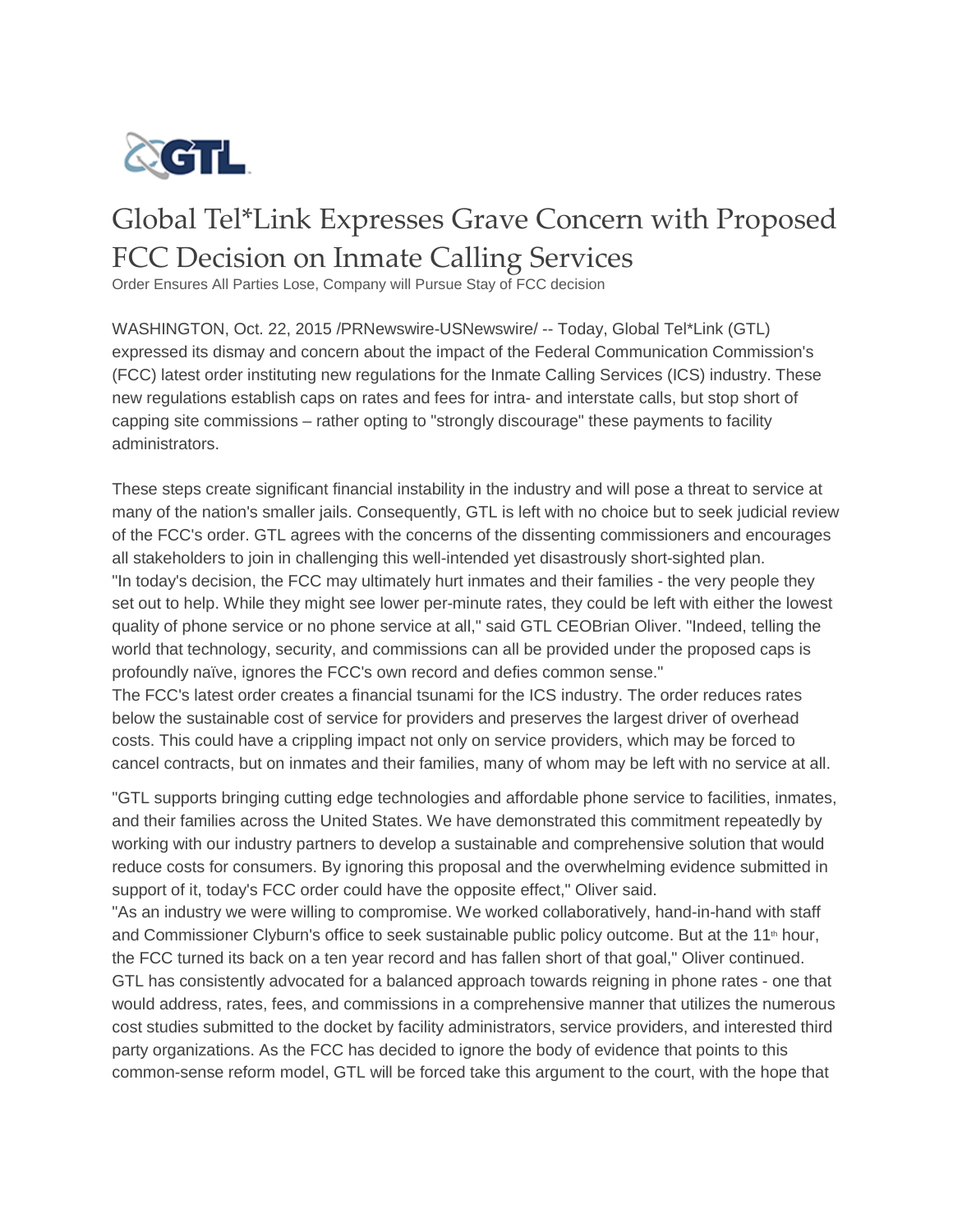GTL

# Global Tel*Link Expresses Grave Concern with Proposed FCC Decision on Inmate Calling Services

Order Ensures All Parties Lose, Company will Pursue Stay of FCC decision

WASHINGTON, Oct. 22, 2015 /PRNewswire-USNewswire/ -- Today, Global Tel*Link (GTL) expressed its dismay and concern about the impact of the Federal Communication Commission's (FCC) latest order instituting new regulations for the Inmate Calling Services (ICS) industry. These new regulations establish caps on rates and fees for intra- and interstate calls, but stop short of capping site commissions – rather opting to "strongly discourage" these payments to facility administrators.

These steps create significant financial instability in the industry and will pose a threat to service at many of the nation's smaller jails. Consequently, GTL is left with no choice but to seek judicial review of the FCC's order. GTL agrees with the concerns of the dissenting commissioners and encourages all stakeholders to join in challenging this well-intended yet disastrously short-sighted plan.

"In today's decision, the FCC may ultimately hurt inmates and their families - the very people they set out to help. While they might see lower per-minute rates, they could be left with either the lowest quality of phone service or no phone service at all," said GTL CEOBrian Oliver. "Indeed, telling the world that technology, security, and commissions can all be provided under the proposed caps is profoundly naïve, ignores the FCC's own record and defies common sense."

The FCC's latest order creates a financial tsunami for the ICS industry. The order reduces rates below the sustainable cost of service for providers and preserves the largest driver of overhead costs. This could have a crippling impact not only on service providers, which may be forced to cancel contracts, but on inmates and their families, many of whom may be left with no service at all.

"GTL supports bringing cutting edge technologies and affordable phone service to facilities, inmates, and their families across the United States. We have demonstrated this commitment repeatedly by working with our industry partners to develop a sustainable and comprehensive solution that would reduce costs for consumers. By ignoring this proposal and the overwhelming evidence submitted in support of it, today's FCC order could have the opposite effect," Oliver said.

"As an industry we were willing to compromise. We worked collaboratively, hand-in-hand with staff and Commissioner Clyburn's office to seek sustainable public policy outcome. But at the 11th hour, the FCC turned its back on a ten year record and has fallen short of that goal," Oliver continued.

GTL has consistently advocated for a balanced approach towards reigning in phone rates - one that would address, rates, fees, and commissions in a comprehensive manner that utilizes the numerous cost studies submitted to the docket by facility administrators, service providers, and interested third party organizations. As the FCC has decided to ignore the body of evidence that points to this common-sense reform model, GTL will be forced take this argument to the court, with the hope that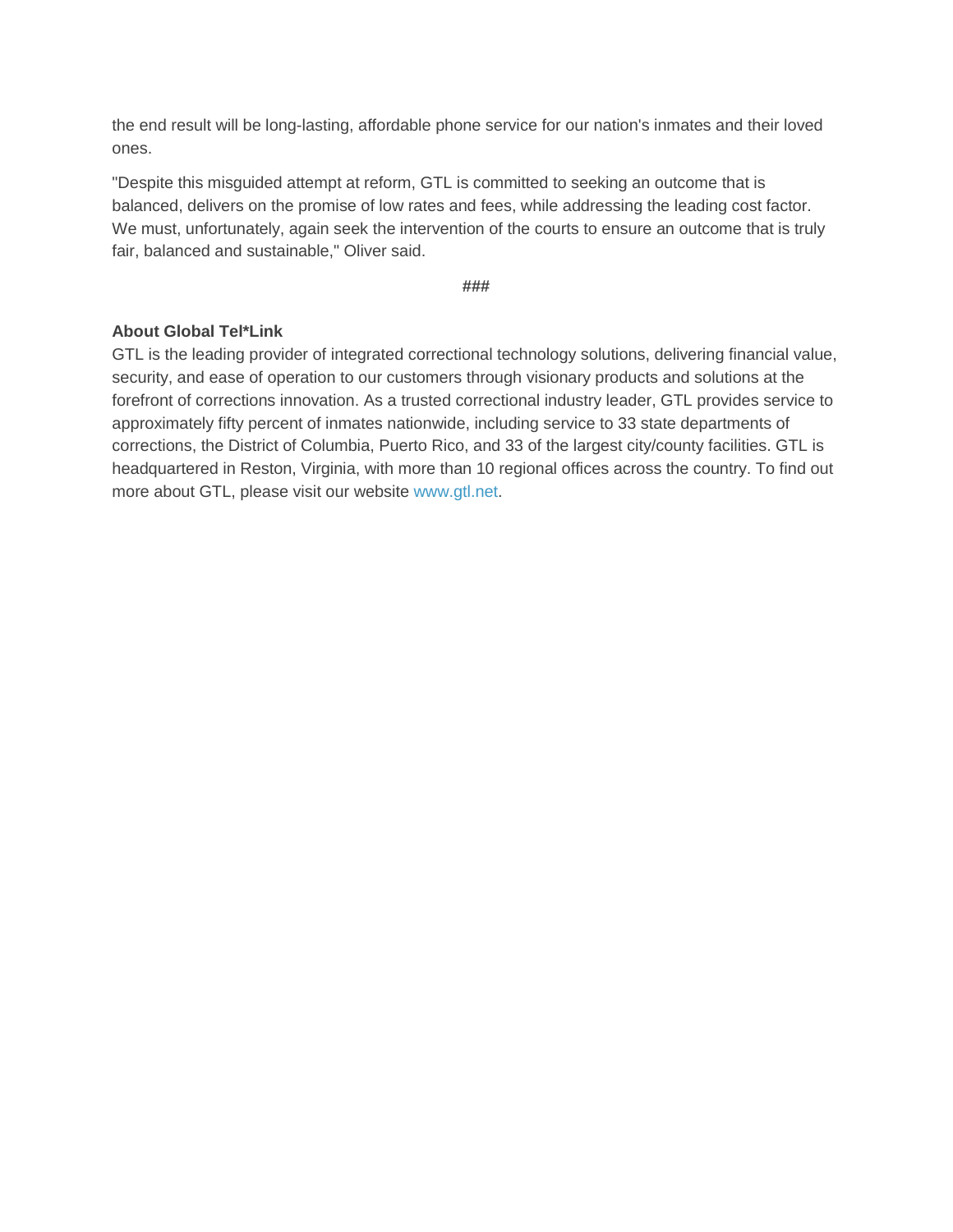the end result will be long-lasting, affordable phone service for our nation's inmates and their loved ones.

"Despite this misguided attempt at reform, GTL is committed to seeking an outcome that is balanced, delivers on the promise of low rates and fees, while addressing the leading cost factor. We must, unfortunately, again seek the intervention of the courts to ensure an outcome that is truly fair, balanced and sustainable," Oliver said.

###

**About Global Tel*Link**

GTL is the leading provider of integrated correctional technology solutions, delivering financial value, security, and ease of operation to our customers through visionary products and solutions at the forefront of corrections innovation. As a trusted correctional industry leader, GTL provides service to approximately fifty percent of inmates nationwide, including service to 33 state departments of corrections, the District of Columbia, Puerto Rico, and 33 of the largest city/county facilities. GTL is headquartered in Reston, Virginia, with more than 10 regional offices across the country. To find out more about GTL, please visit our website www.gtl.net.